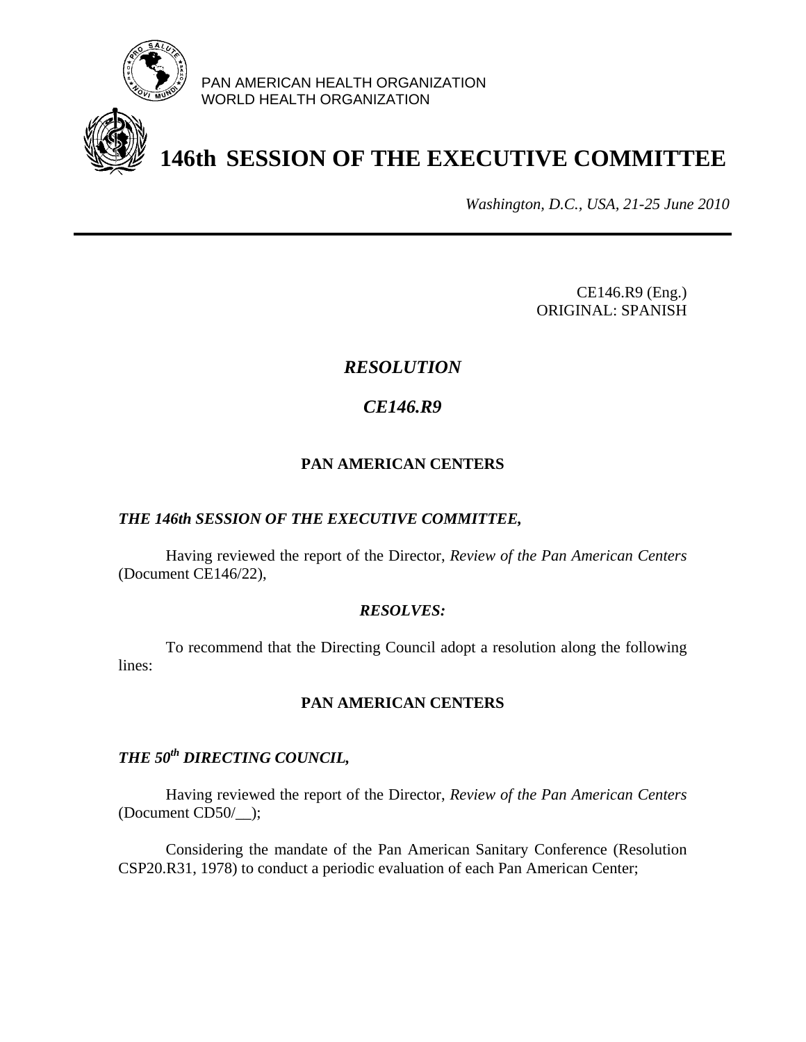PAN AMERICAN HEALTH ORGANIZATION
WORLD HEALTH ORGANIZATION

# 146th SESSION OF THE EXECUTIVE COMMITTEE

*Washington, D.C., USA, 21-25 June 2010*

CE146.R9 (Eng.)
ORIGINAL: SPANISH

## *RESOLUTION*

## *CE146.R9*

### PAN AMERICAN CENTERS

***THE 146th SESSION OF THE EXECUTIVE COMMITTEE,***

Having reviewed the report of the Director, *Review of the Pan American Centers* (Document CE146/22),

***RESOLVES:***

To recommend that the Directing Council adopt a resolution along the following lines:

### PAN AMERICAN CENTERS

***THE 50th DIRECTING COUNCIL,***

Having reviewed the report of the Director, *Review of the Pan American Centers* (Document CD50/__);

Considering the mandate of the Pan American Sanitary Conference (Resolution CSP20.R31, 1978) to conduct a periodic evaluation of each Pan American Center;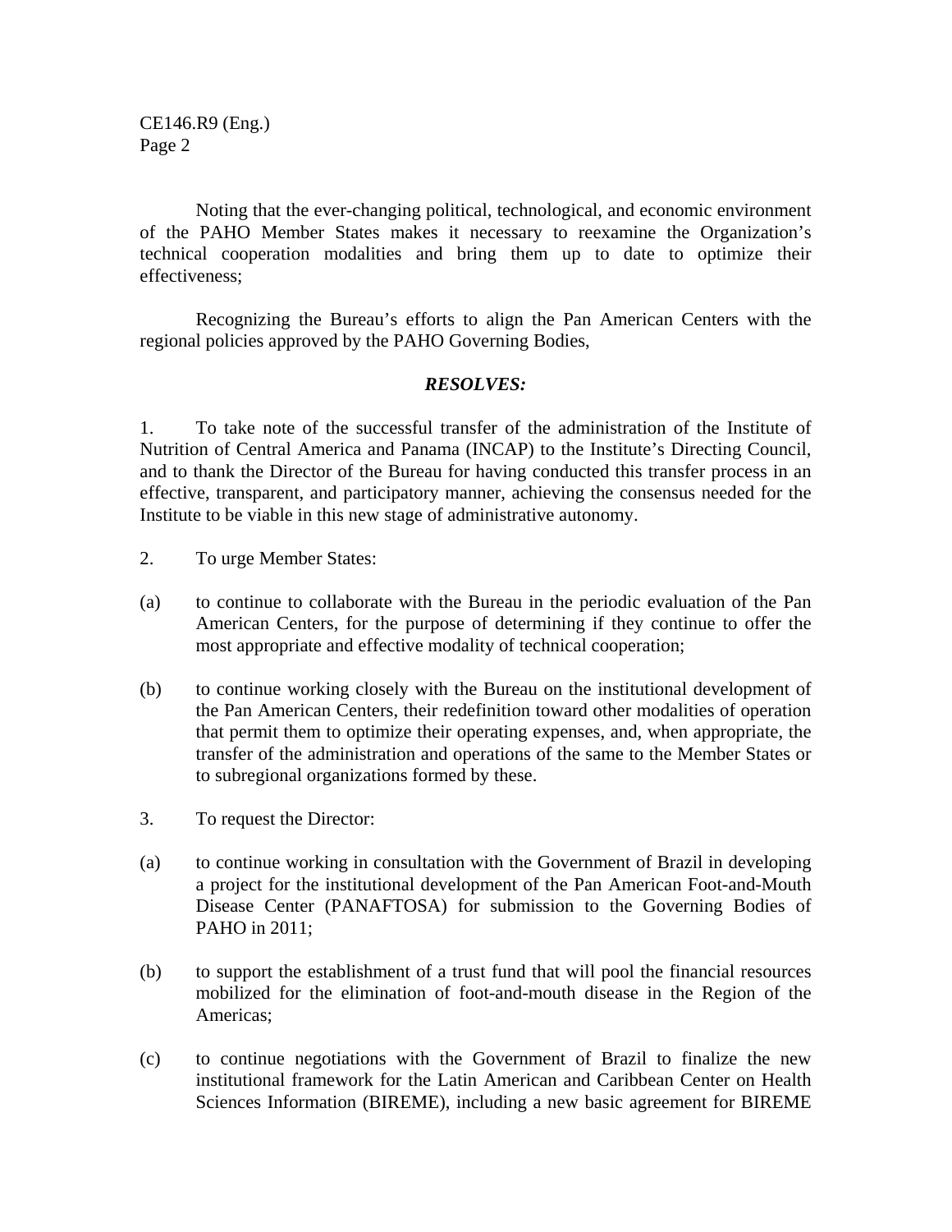Noting that the ever-changing political, technological, and economic environment of the PAHO Member States makes it necessary to reexamine the Organization's technical cooperation modalities and bring them up to date to optimize their effectiveness;

Recognizing the Bureau's efforts to align the Pan American Centers with the regional policies approved by the PAHO Governing Bodies,

***RESOLVES:***

1. To take note of the successful transfer of the administration of the Institute of Nutrition of Central America and Panama (INCAP) to the Institute's Directing Council, and to thank the Director of the Bureau for having conducted this transfer process in an effective, transparent, and participatory manner, achieving the consensus needed for the Institute to be viable in this new stage of administrative autonomy.

2. To urge Member States:

(a) to continue to collaborate with the Bureau in the periodic evaluation of the Pan American Centers, for the purpose of determining if they continue to offer the most appropriate and effective modality of technical cooperation;

(b) to continue working closely with the Bureau on the institutional development of the Pan American Centers, their redefinition toward other modalities of operation that permit them to optimize their operating expenses, and, when appropriate, the transfer of the administration and operations of the same to the Member States or to subregional organizations formed by these.

3. To request the Director:

(a) to continue working in consultation with the Government of Brazil in developing a project for the institutional development of the Pan American Foot-and-Mouth Disease Center (PANAFTOSA) for submission to the Governing Bodies of PAHO in 2011;

(b) to support the establishment of a trust fund that will pool the financial resources mobilized for the elimination of foot-and-mouth disease in the Region of the Americas;

(c) to continue negotiations with the Government of Brazil to finalize the new institutional framework for the Latin American and Caribbean Center on Health Sciences Information (BIREME), including a new basic agreement for BIREME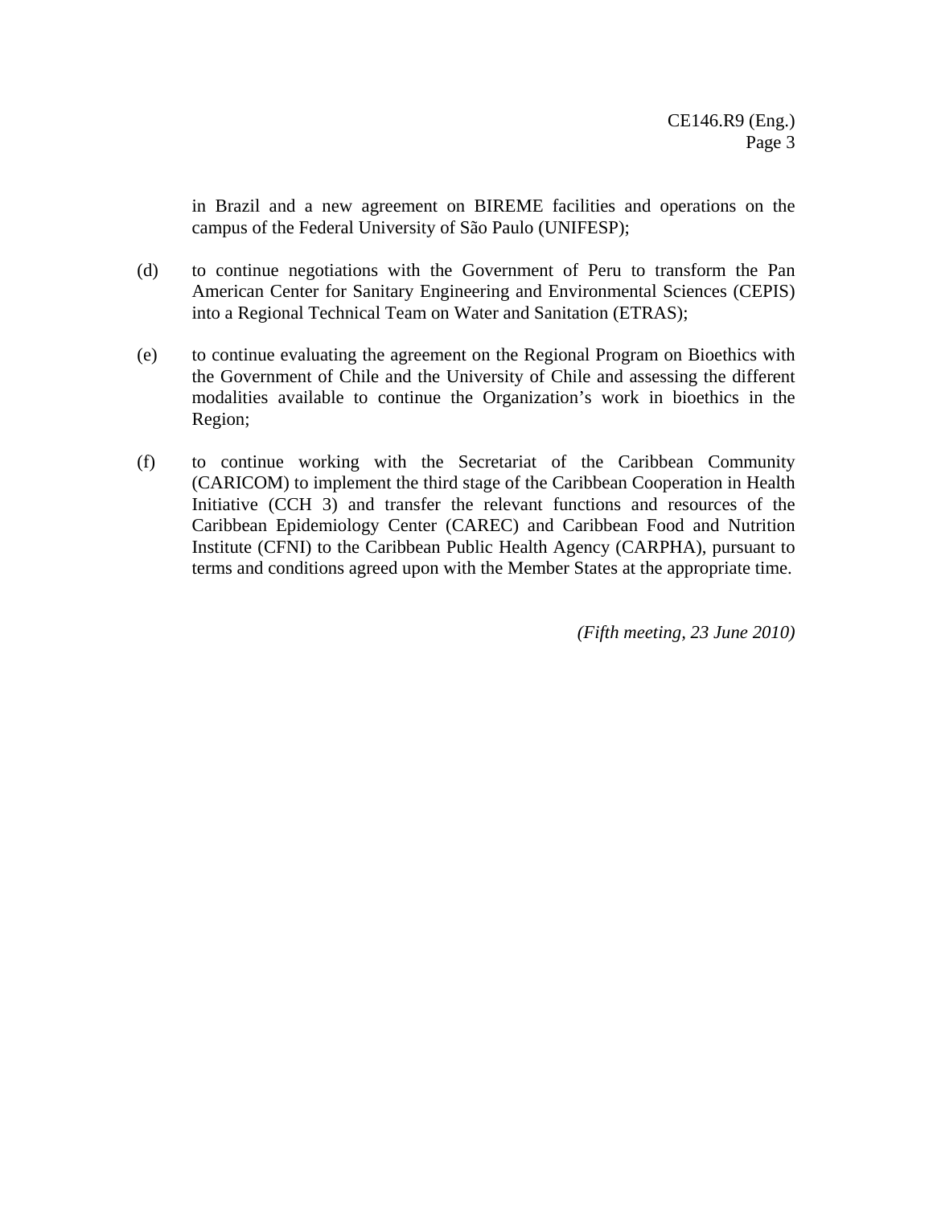in Brazil and a new agreement on BIREME facilities and operations on the campus of the Federal University of São Paulo (UNIFESP);

(d) to continue negotiations with the Government of Peru to transform the Pan American Center for Sanitary Engineering and Environmental Sciences (CEPIS) into a Regional Technical Team on Water and Sanitation (ETRAS);

(e) to continue evaluating the agreement on the Regional Program on Bioethics with the Government of Chile and the University of Chile and assessing the different modalities available to continue the Organization's work in bioethics in the Region;

(f) to continue working with the Secretariat of the Caribbean Community (CARICOM) to implement the third stage of the Caribbean Cooperation in Health Initiative (CCH 3) and transfer the relevant functions and resources of the Caribbean Epidemiology Center (CAREC) and Caribbean Food and Nutrition Institute (CFNI) to the Caribbean Public Health Agency (CARPHA), pursuant to terms and conditions agreed upon with the Member States at the appropriate time.

*(Fifth meeting, 23 June 2010)*